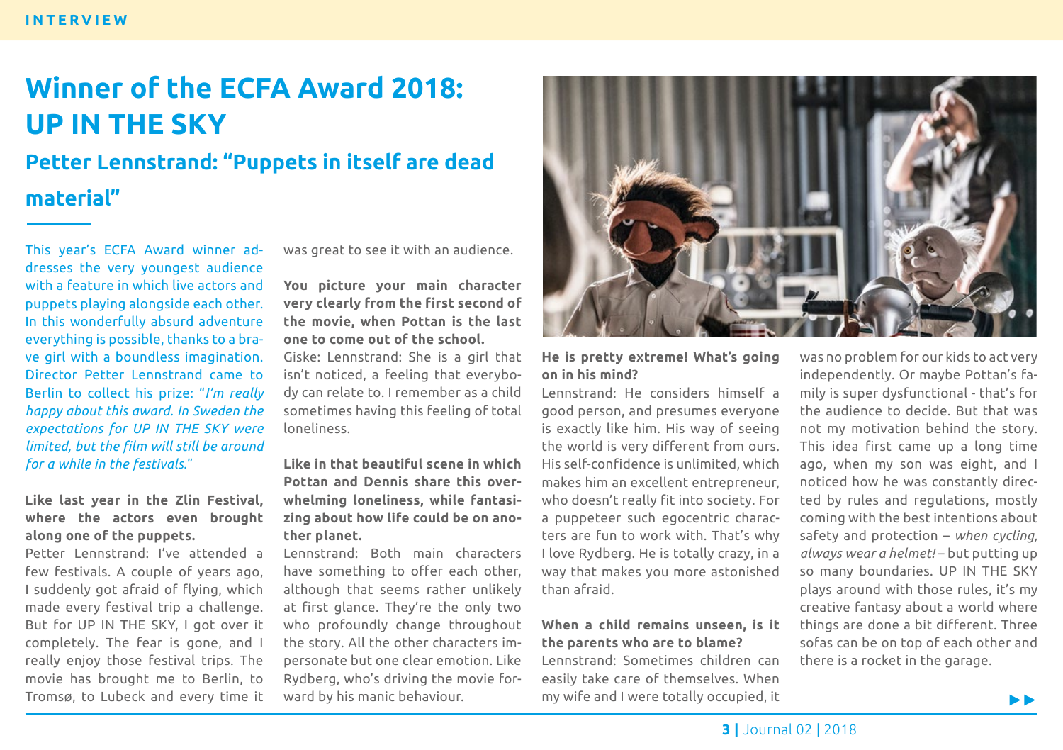# Winner of the ECFA Award 2018: UP IN THE SKY

## Petter Lennstrand: "Puppets in itself are dead material"

This year's ECFA Award winner addresses the very youngest audience with a feature in which live actors and puppets playing alongside each other. In this wonderfully absurd adventure everything is possible, thanks to a brave girl with a boundless imagination. Director Petter Lennstrand came to Berlin to collect his prize: "*I'm really happy about this award. In Sweden the expectations for UP IN THE SKY were limited, but the film will still be around for a while in the festivals.*"

**Like last year in the Zlin Festival, where the actors even brought along one of the puppets.**

Petter Lennstrand: I've attended a few festivals. A couple of years ago, I suddenly got afraid of flying, which made every festival trip a challenge. But for UP IN THE SKY, I got over it completely. The fear is gone, and I really enjoy those festival trips. The movie has brought me to Berlin, to Tromsø, to Lubeck and every time it was great to see it with an audience.

**You picture your main character very clearly from the first second of the movie, when Pottan is the last one to come out of the school.**

Giske: Lennstrand: She is a girl that isn't noticed, a feeling that everybody can relate to. I remember as a child sometimes having this feeling of total loneliness.

**Like in that beautiful scene in which Pottan and Dennis share this overwhelming loneliness, while fantasizing about how life could be on another planet.**

Lennstrand: Both main characters have something to offer each other, although that seems rather unlikely at first glance. They're the only two who profoundly change throughout the story. All the other characters impersonate but one clear emotion. Like Rydberg, who's driving the movie forward by his manic behaviour.

**He is pretty extreme! What's going on in his mind?**

Lennstrand: He considers himself a good person, and presumes everyone is exactly like him. His way of seeing the world is very different from ours. His self-confidence is unlimited, which makes him an excellent entrepreneur, who doesn't really fit into society. For a puppeteer such egocentric characters are fun to work with. That's why I love Rydberg. He is totally crazy, in a way that makes you more astonished than afraid.

**When a child remains unseen, is it the parents who are to blame?**

Lennstrand: Sometimes children can easily take care of themselves. When my wife and I were totally occupied, it was no problem for our kids to act very independently. Or maybe Pottan's family is super dysfunctional - that's for the audience to decide. But that was not my motivation behind the story. This idea first came up a long time ago, when my son was eight, and I noticed how he was constantly directed by rules and regulations, mostly coming with the best intentions about safety and protection – *when cycling, always wear a helmet!* – but putting up so many boundaries. UP IN THE SKY plays around with those rules, it's my creative fantasy about a world where things are done a bit different. Three sofas can be on top of each other and there is a rocket in the garage.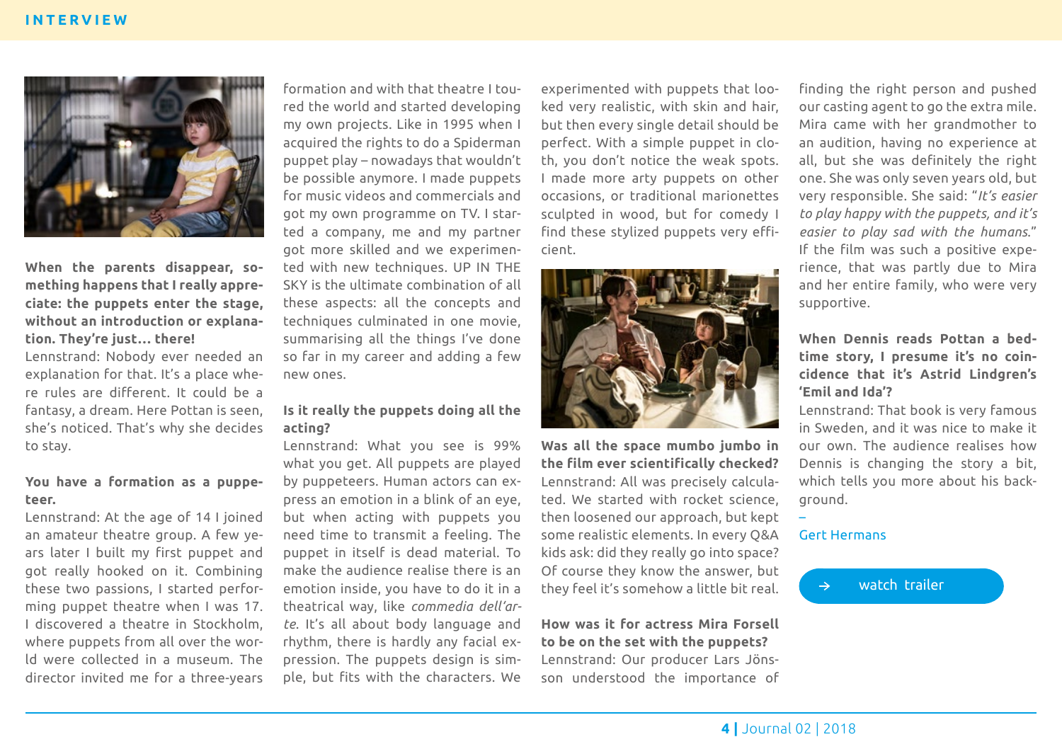**When the parents disappear, something happens that I really appreciate: the puppets enter the stage, without an introduction or explanation. They're just… there!**
Lennstrand: Nobody ever needed an explanation for that. It's a place where rules are different. It could be a fantasy, a dream. Here Pottan is seen, she's noticed. That's why she decides to stay.

**You have a formation as a puppeteer.**
Lennstrand: At the age of 14 I joined an amateur theatre group. A few years later I built my first puppet and got really hooked on it. Combining these two passions, I started performing puppet theatre when I was 17. I discovered a theatre in Stockholm, where puppets from all over the world were collected in a museum. The director invited me for a three-years formation and with that theatre I toured the world and started developing my own projects. Like in 1995 when I acquired the rights to do a Spiderman puppet play – nowadays that wouldn't be possible anymore. I made puppets for music videos and commercials and got my own programme on TV. I started a company, me and my partner got more skilled and we experimented with new techniques. UP IN THE SKY is the ultimate combination of all these aspects: all the concepts and techniques culminated in one movie, summarising all the things I've done so far in my career and adding a few new ones.

**Is it really the puppets doing all the acting?**
Lennstrand: What you see is 99% what you get. All puppets are played by puppeteers. Human actors can express an emotion in a blink of an eye, but when acting with puppets you need time to transmit a feeling. The puppet in itself is dead material. To make the audience realise there is an emotion inside, you have to do it in a theatrical way, like *commedia dell'arte*. It's all about body language and rhythm, there is hardly any facial expression. The puppets design is simple, but fits with the characters. We experimented with puppets that looked very realistic, with skin and hair, but then every single detail should be perfect. With a simple puppet in cloth, you don't notice the weak spots. I made more arty puppets on other occasions, or traditional marionettes sculpted in wood, but for comedy I find these stylized puppets very efficient.

**Was all the space mumbo jumbo in the film ever scientifically checked?**
Lennstrand: All was precisely calculated. We started with rocket science, then loosened our approach, but kept some realistic elements. In every Q&A kids ask: did they really go into space? Of course they know the answer, but they feel it's somehow a little bit real.

**How was it for actress Mira Forsell to be on the set with the puppets?**
Lennstrand: Our producer Lars Jönsson understood the importance of finding the right person and pushed our casting agent to go the extra mile. Mira came with her grandmother to an audition, having no experience at all, but she was definitely the right one. She was only seven years old, but very responsible. She said: "*It's easier to play happy with the puppets, and it's easier to play sad with the humans.*" If the film was such a positive experience, that was partly due to Mira and her entire family, who were very supportive.

**When Dennis reads Pottan a bedtime story, I presume it's no coincidence that it's Astrid Lindgren's 'Emil and Ida'?**
Lennstrand: That book is very famous in Sweden, and it was nice to make it our own. The audience realises how Dennis is changing the story a bit, which tells you more about his background.

–
Gert Hermans

→ watch trailer